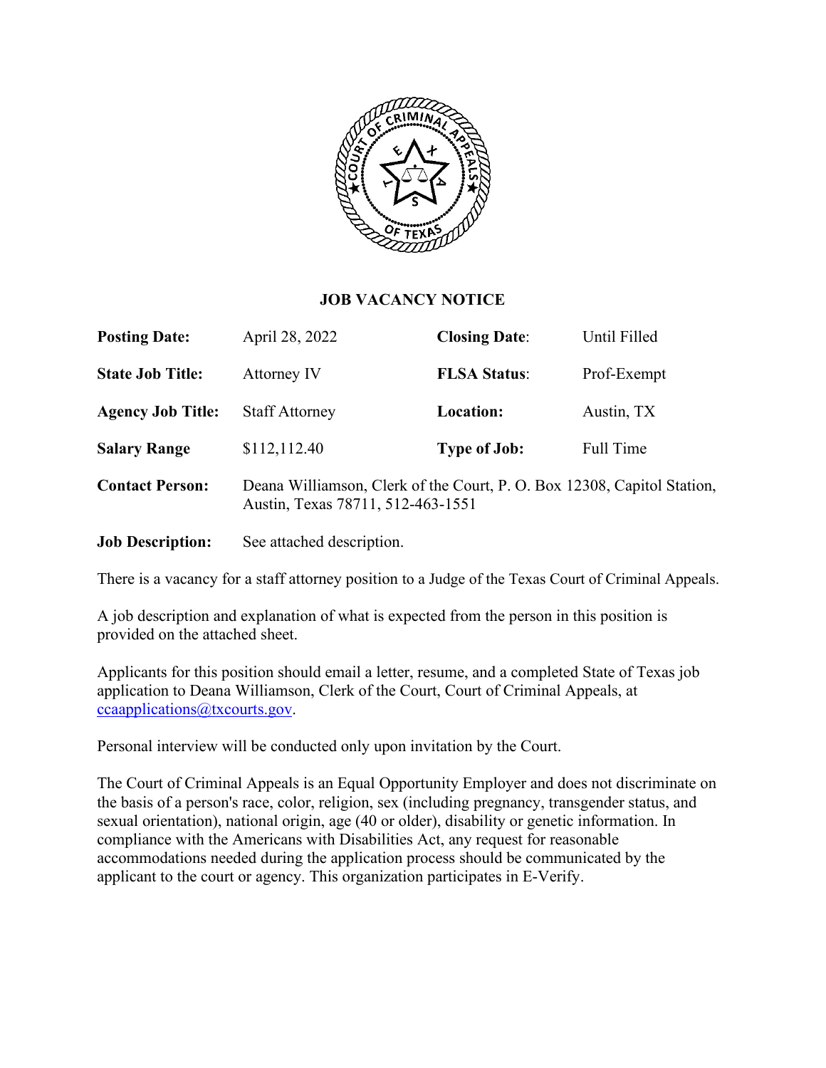# JOB VACANCY NOTICE

| | | | |
|---|---|---|---|
| **Posting Date:** | April 28, 2022 | **Closing Date**: | Until Filled |
| **State Job Title:** | Attorney IV | **FLSA Status**: | Prof-Exempt |
| **Agency Job Title:** | Staff Attorney | **Location:** | Austin, TX |
| **Salary Range** | $112,112.40 | **Type of Job:** | Full Time |

**Contact Person:** Deana Williamson, Clerk of the Court, P. O. Box 12308, Capitol Station, Austin, Texas 78711, 512-463-1551

**Job Description:** See attached description.

There is a vacancy for a staff attorney position to a Judge of the Texas Court of Criminal Appeals.

A job description and explanation of what is expected from the person in this position is provided on the attached sheet.

Applicants for this position should email a letter, resume, and a completed State of Texas job application to Deana Williamson, Clerk of the Court, Court of Criminal Appeals, at ccaapplications@txcourts.gov.

Personal interview will be conducted only upon invitation by the Court.

The Court of Criminal Appeals is an Equal Opportunity Employer and does not discriminate on the basis of a person's race, color, religion, sex (including pregnancy, transgender status, and sexual orientation), national origin, age (40 or older), disability or genetic information. In compliance with the Americans with Disabilities Act, any request for reasonable accommodations needed during the application process should be communicated by the applicant to the court or agency. This organization participates in E-Verify.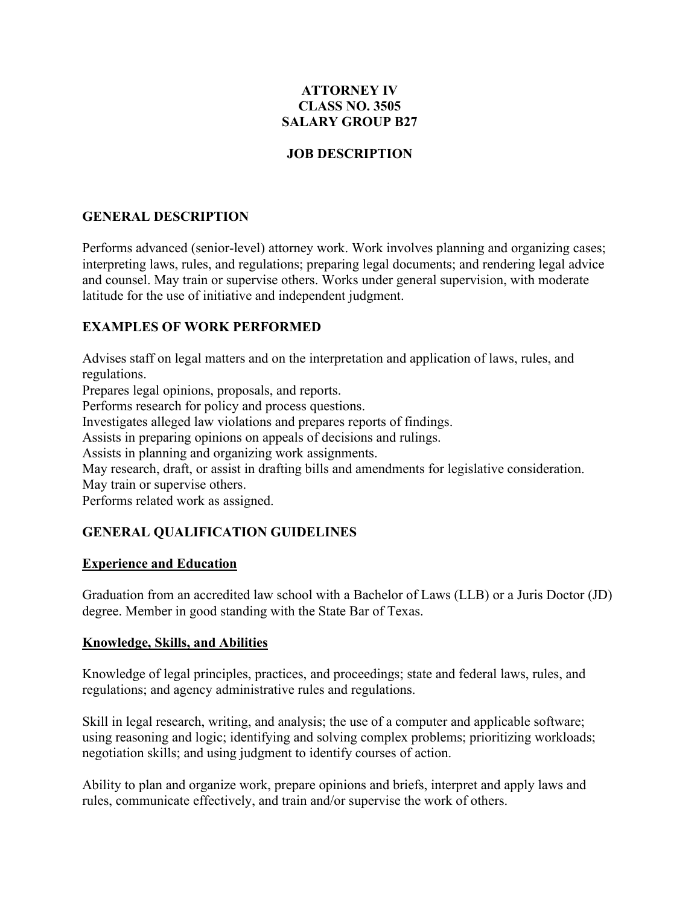**ATTORNEY IV**
**CLASS NO. 3505**
**SALARY GROUP B27**

**JOB DESCRIPTION**

## GENERAL DESCRIPTION

Performs advanced (senior-level) attorney work. Work involves planning and organizing cases; interpreting laws, rules, and regulations; preparing legal documents; and rendering legal advice and counsel. May train or supervise others. Works under general supervision, with moderate latitude for the use of initiative and independent judgment.

## EXAMPLES OF WORK PERFORMED

Advises staff on legal matters and on the interpretation and application of laws, rules, and regulations.
Prepares legal opinions, proposals, and reports.
Performs research for policy and process questions.
Investigates alleged law violations and prepares reports of findings.
Assists in preparing opinions on appeals of decisions and rulings.
Assists in planning and organizing work assignments.
May research, draft, or assist in drafting bills and amendments for legislative consideration.
May train or supervise others.
Performs related work as assigned.

## GENERAL QUALIFICATION GUIDELINES

### Experience and Education

Graduation from an accredited law school with a Bachelor of Laws (LLB) or a Juris Doctor (JD) degree. Member in good standing with the State Bar of Texas.

### Knowledge, Skills, and Abilities

Knowledge of legal principles, practices, and proceedings; state and federal laws, rules, and regulations; and agency administrative rules and regulations.

Skill in legal research, writing, and analysis; the use of a computer and applicable software; using reasoning and logic; identifying and solving complex problems; prioritizing workloads; negotiation skills; and using judgment to identify courses of action.

Ability to plan and organize work, prepare opinions and briefs, interpret and apply laws and rules, communicate effectively, and train and/or supervise the work of others.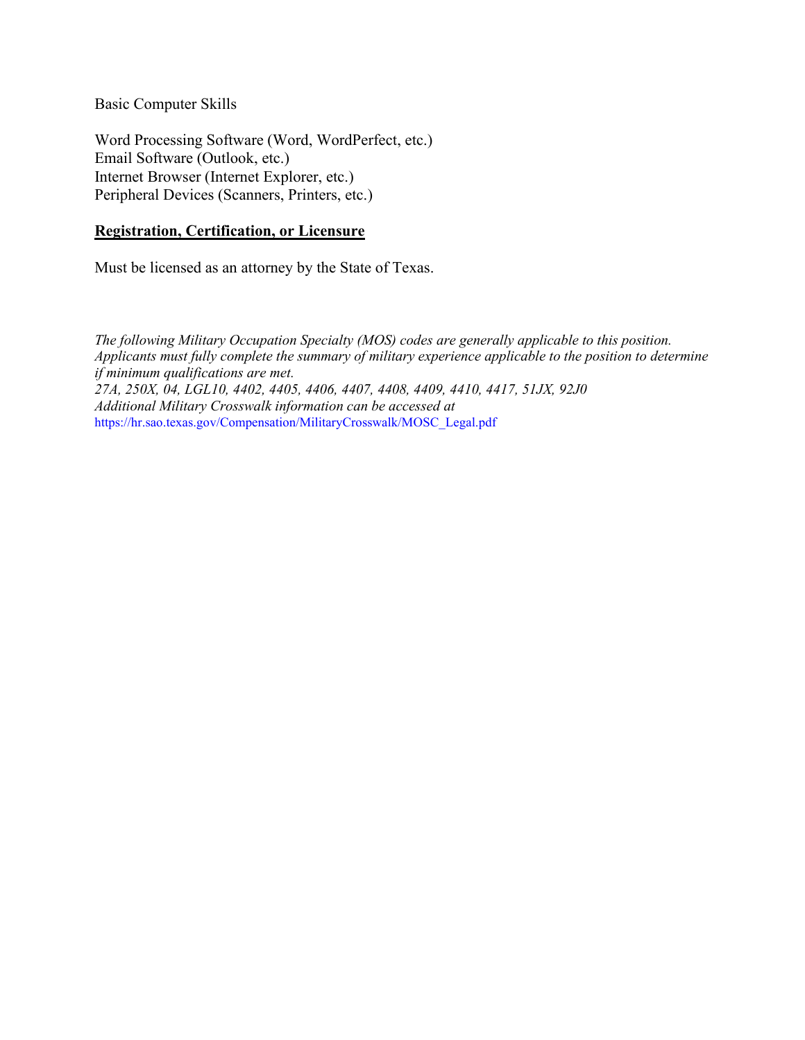Basic Computer Skills

Word Processing Software (Word, WordPerfect, etc.)
Email Software (Outlook, etc.)
Internet Browser (Internet Explorer, etc.)
Peripheral Devices (Scanners, Printers, etc.)

**Registration, Certification, or Licensure**

Must be licensed as an attorney by the State of Texas.

*The following Military Occupation Specialty (MOS) codes are generally applicable to this position. Applicants must fully complete the summary of military experience applicable to the position to determine if minimum qualifications are met.*
*27A, 250X, 04, LGL10, 4402, 4405, 4406, 4407, 4408, 4409, 4410, 4417, 51JX, 92J0*
*Additional Military Crosswalk information can be accessed at*
https://hr.sao.texas.gov/Compensation/MilitaryCrosswalk/MOSC_Legal.pdf